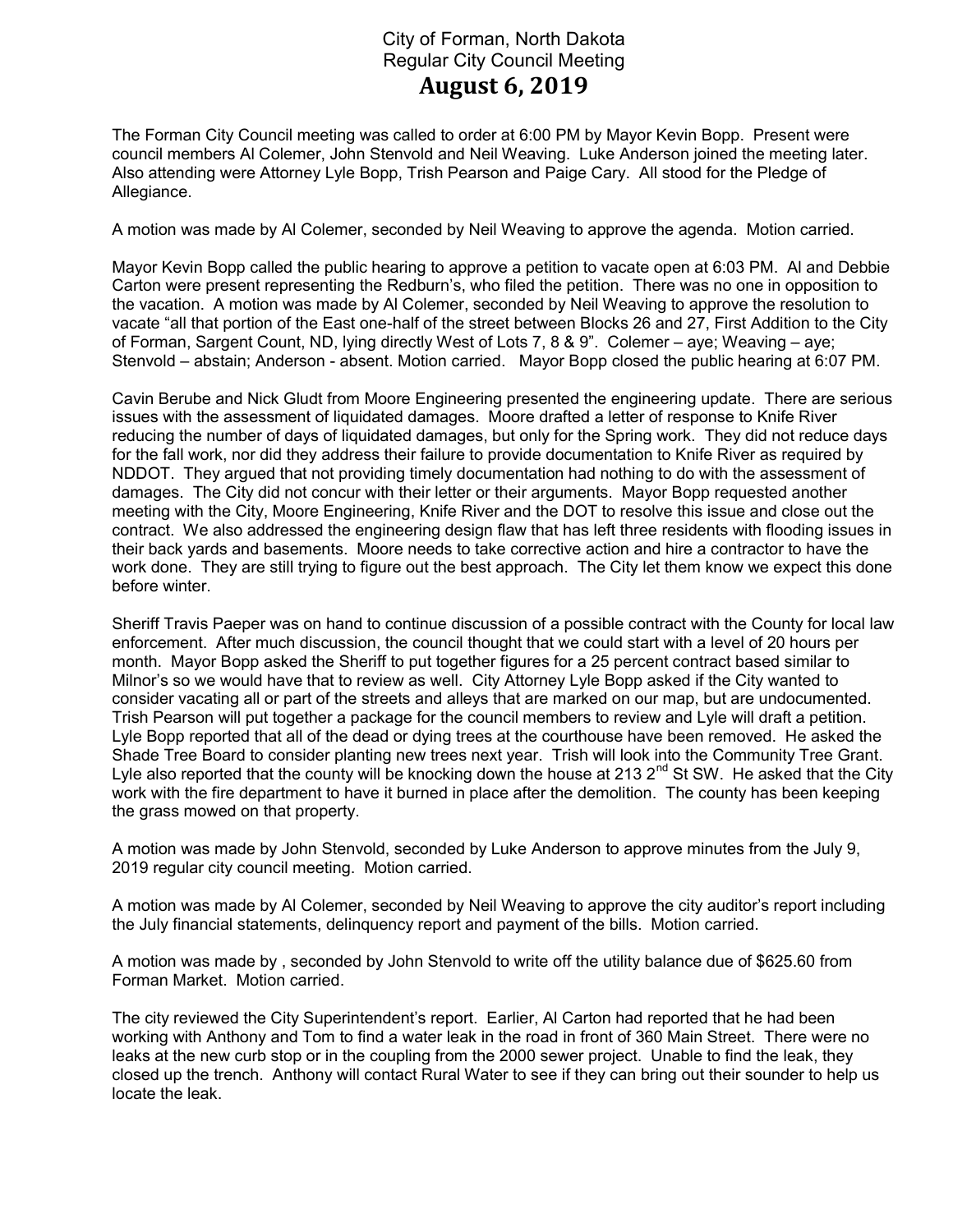# City of Forman, North Dakota
## Regular City Council Meeting
## August 6, 2019

The Forman City Council meeting was called to order at 6:00 PM by Mayor Kevin Bopp. Present were council members Al Colemer, John Stenvold and Neil Weaving. Luke Anderson joined the meeting later. Also attending were Attorney Lyle Bopp, Trish Pearson and Paige Cary. All stood for the Pledge of Allegiance.

A motion was made by Al Colemer, seconded by Neil Weaving to approve the agenda. Motion carried.

Mayor Kevin Bopp called the public hearing to approve a petition to vacate open at 6:03 PM. Al and Debbie Carton were present representing the Redburn's, who filed the petition. There was no one in opposition to the vacation. A motion was made by Al Colemer, seconded by Neil Weaving to approve the resolution to vacate "all that portion of the East one-half of the street between Blocks 26 and 27, First Addition to the City of Forman, Sargent Count, ND, lying directly West of Lots 7, 8 & 9". Colemer – aye; Weaving – aye; Stenvold – abstain; Anderson - absent. Motion carried. Mayor Bopp closed the public hearing at 6:07 PM.

Cavin Berube and Nick Gludt from Moore Engineering presented the engineering update. There are serious issues with the assessment of liquidated damages. Moore drafted a letter of response to Knife River reducing the number of days of liquidated damages, but only for the Spring work. They did not reduce days for the fall work, nor did they address their failure to provide documentation to Knife River as required by NDDOT. They argued that not providing timely documentation had nothing to do with the assessment of damages. The City did not concur with their letter or their arguments. Mayor Bopp requested another meeting with the City, Moore Engineering, Knife River and the DOT to resolve this issue and close out the contract. We also addressed the engineering design flaw that has left three residents with flooding issues in their back yards and basements. Moore needs to take corrective action and hire a contractor to have the work done. They are still trying to figure out the best approach. The City let them know we expect this done before winter.

Sheriff Travis Paeper was on hand to continue discussion of a possible contract with the County for local law enforcement. After much discussion, the council thought that we could start with a level of 20 hours per month. Mayor Bopp asked the Sheriff to put together figures for a 25 percent contract based similar to Milnor's so we would have that to review as well. City Attorney Lyle Bopp asked if the City wanted to consider vacating all or part of the streets and alleys that are marked on our map, but are undocumented. Trish Pearson will put together a package for the council members to review and Lyle will draft a petition. Lyle Bopp reported that all of the dead or dying trees at the courthouse have been removed. He asked the Shade Tree Board to consider planting new trees next year. Trish will look into the Community Tree Grant. Lyle also reported that the county will be knocking down the house at 213 2nd St SW. He asked that the City work with the fire department to have it burned in place after the demolition. The county has been keeping the grass mowed on that property.

A motion was made by John Stenvold, seconded by Luke Anderson to approve minutes from the July 9, 2019 regular city council meeting. Motion carried.

A motion was made by Al Colemer, seconded by Neil Weaving to approve the city auditor's report including the July financial statements, delinquency report and payment of the bills. Motion carried.

A motion was made by , seconded by John Stenvold to write off the utility balance due of $625.60 from Forman Market. Motion carried.

The city reviewed the City Superintendent's report. Earlier, Al Carton had reported that he had been working with Anthony and Tom to find a water leak in the road in front of 360 Main Street. There were no leaks at the new curb stop or in the coupling from the 2000 sewer project. Unable to find the leak, they closed up the trench. Anthony will contact Rural Water to see if they can bring out their sounder to help us locate the leak.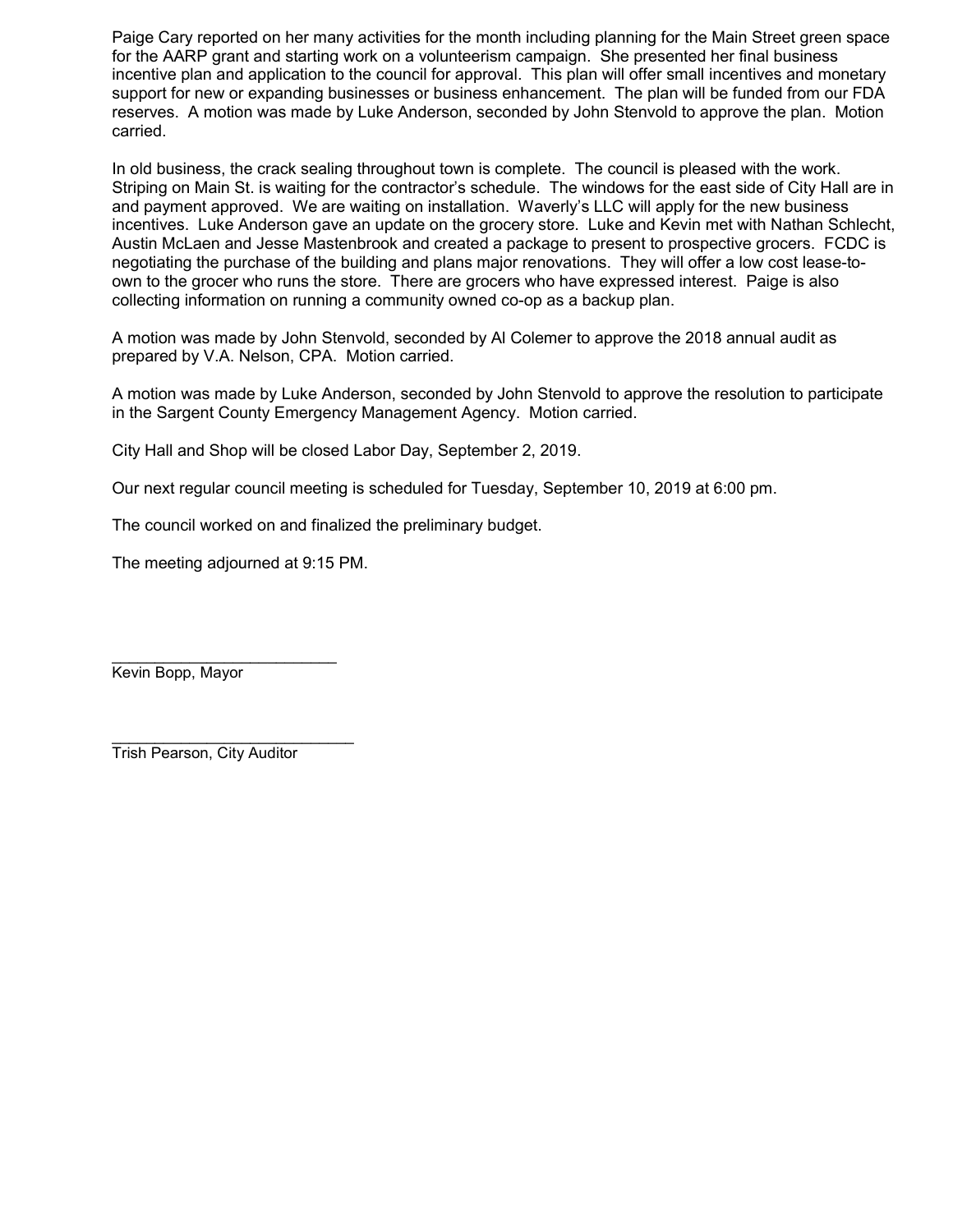Paige Cary reported on her many activities for the month including planning for the Main Street green space for the AARP grant and starting work on a volunteerism campaign. She presented her final business incentive plan and application to the council for approval. This plan will offer small incentives and monetary support for new or expanding businesses or business enhancement. The plan will be funded from our FDA reserves. A motion was made by Luke Anderson, seconded by John Stenvold to approve the plan. Motion carried.

In old business, the crack sealing throughout town is complete. The council is pleased with the work. Striping on Main St. is waiting for the contractor's schedule. The windows for the east side of City Hall are in and payment approved. We are waiting on installation. Waverly's LLC will apply for the new business incentives. Luke Anderson gave an update on the grocery store. Luke and Kevin met with Nathan Schlecht, Austin McLaen and Jesse Mastenbrook and created a package to present to prospective grocers. FCDC is negotiating the purchase of the building and plans major renovations. They will offer a low cost lease-to-own to the grocer who runs the store. There are grocers who have expressed interest. Paige is also collecting information on running a community owned co-op as a backup plan.

A motion was made by John Stenvold, seconded by Al Colemer to approve the 2018 annual audit as prepared by V.A. Nelson, CPA. Motion carried.

A motion was made by Luke Anderson, seconded by John Stenvold to approve the resolution to participate in the Sargent County Emergency Management Agency. Motion carried.

City Hall and Shop will be closed Labor Day, September 2, 2019.

Our next regular council meeting is scheduled for Tuesday, September 10, 2019 at 6:00 pm.

The council worked on and finalized the preliminary budget.

The meeting adjourned at 9:15 PM.

\_\_\_\_\_\_\_\_\_\_\_\_\_\_\_\_\_\_\_\_\_\_\_\_\_\_\_

Kevin Bopp, Mayor

\_\_\_\_\_\_\_\_\_\_\_\_\_\_\_\_\_\_\_\_\_\_\_\_\_\_\_\_\_

Trish Pearson, City Auditor